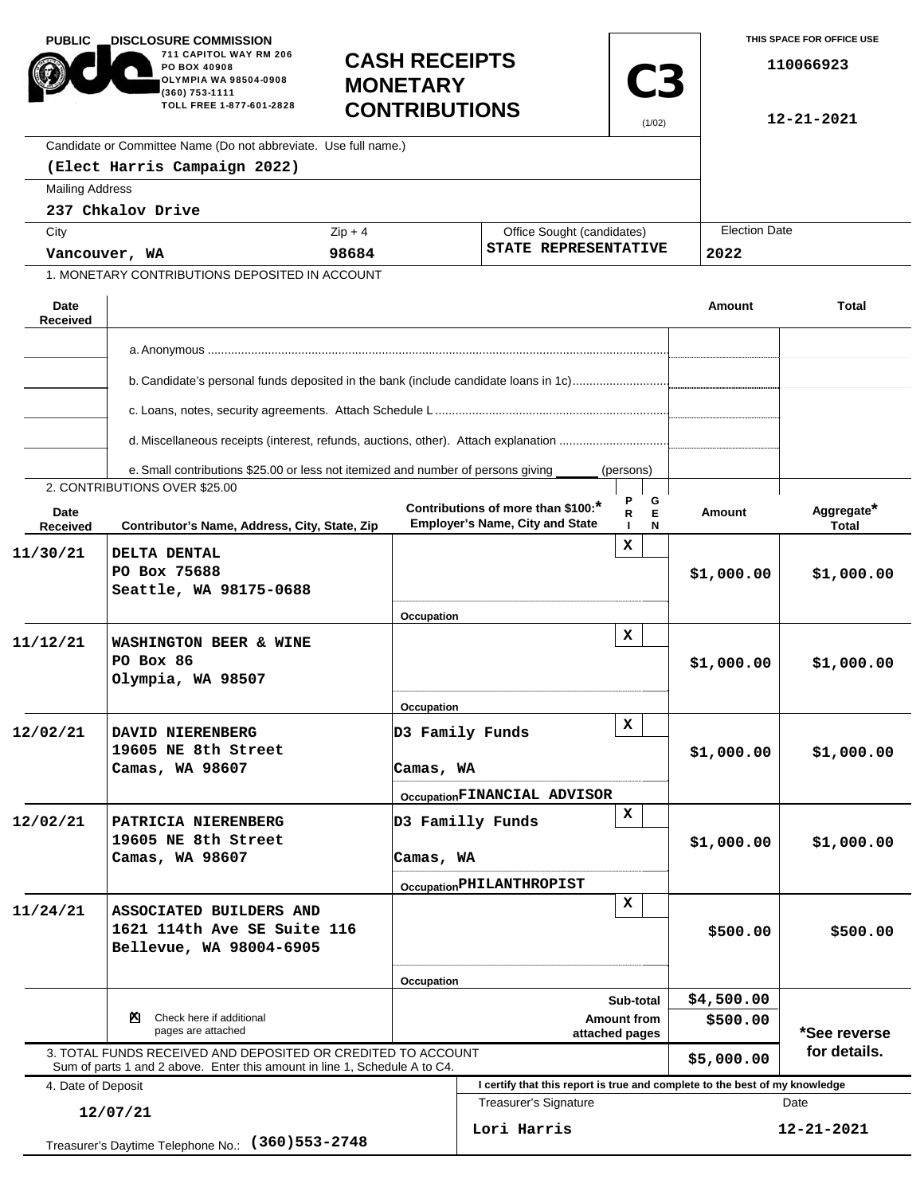PUBLIC DISCLOSURE COMMISSION
711 CAPITOL WAY RM 206
PO BOX 40908
OLYMPIA WA 98504-0908
(360) 753-1111
TOLL FREE 1-877-601-2828

# CASH RECEIPTS MONETARY CONTRIBUTIONS

**C3** (1/02)

THIS SPACE FOR OFFICE USE
110066923
12-21-2021

Candidate or Committee Name (Do not abbreviate. Use full name.)
**(Elect Harris Campaign 2022)**

Mailing Address
**237 Chkalov Drive**

| City | Zip + 4 | Office Sought (candidates) | Election Date |
|---|---|---|---|
| Vancouver, WA | 98684 | STATE REPRESENTATIVE | 2022 |

1. MONETARY CONTRIBUTIONS DEPOSITED IN ACCOUNT

| Date Received | | Amount | Total |
|---|---|---|---|
| | a. Anonymous | | |
| | b. Candidate's personal funds deposited in the bank (include candidate loans in 1c) | | |
| | c. Loans, notes, security agreements. Attach Schedule L | | |
| | d. Miscellaneous receipts (interest, refunds, auctions, other). Attach explanation | | |
| | e. Small contributions $25.00 or less not itemized and number of persons giving ______ (persons) | | |

2. CONTRIBUTIONS OVER $25.00

| Date Received | Contributor's Name, Address, City, State, Zip | Contributions of more than $100:* Employer's Name, City and State | Occupation | PRI | GEN | Amount | Aggregate* Total |
|---|---|---|---|---|---|---|---|
| 11/30/21 | DELTA DENTAL<br>PO Box 75688<br>Seattle, WA 98175-0688 | | | X | | $1,000.00 | $1,000.00 |
| 11/12/21 | WASHINGTON BEER & WINE<br>PO Box 86<br>Olympia, WA 98507 | | | X | | $1,000.00 | $1,000.00 |
| 12/02/21 | DAVID NIERENBERG<br>19605 NE 8th Street<br>Camas, WA 98607 | D3 Family Funds<br>Camas, WA | FINANCIAL ADVISOR | X | | $1,000.00 | $1,000.00 |
| 12/02/21 | PATRICIA NIERENBERG<br>19605 NE 8th Street<br>Camas, WA 98607 | D3 Familly Funds<br>Camas, WA | PHILANTHROPIST | X | | $1,000.00 | $1,000.00 |
| 11/24/21 | ASSOCIATED BUILDERS AND<br>1621 114th Ave SE Suite 116<br>Bellevue, WA 98004-6905 | | | X | | $500.00 | $500.00 |

☒ Check here if additional pages are attached

| | Amount |
|---|---|
| Sub-total | $4,500.00 |
| Amount from attached pages | $500.00 |

3. TOTAL FUNDS RECEIVED AND DEPOSITED OR CREDITED TO ACCOUNT
Sum of parts 1 and 2 above. Enter this amount in line 1, Schedule A to C4. **$5,000.00**

*See reverse for details.

4. Date of Deposit
**12/07/21**

Treasurer's Daytime Telephone No.: **(360)553-2748**

I certify that this report is true and complete to the best of my knowledge

| Treasurer's Signature | Date |
|---|---|
| Lori Harris | 12-21-2021 |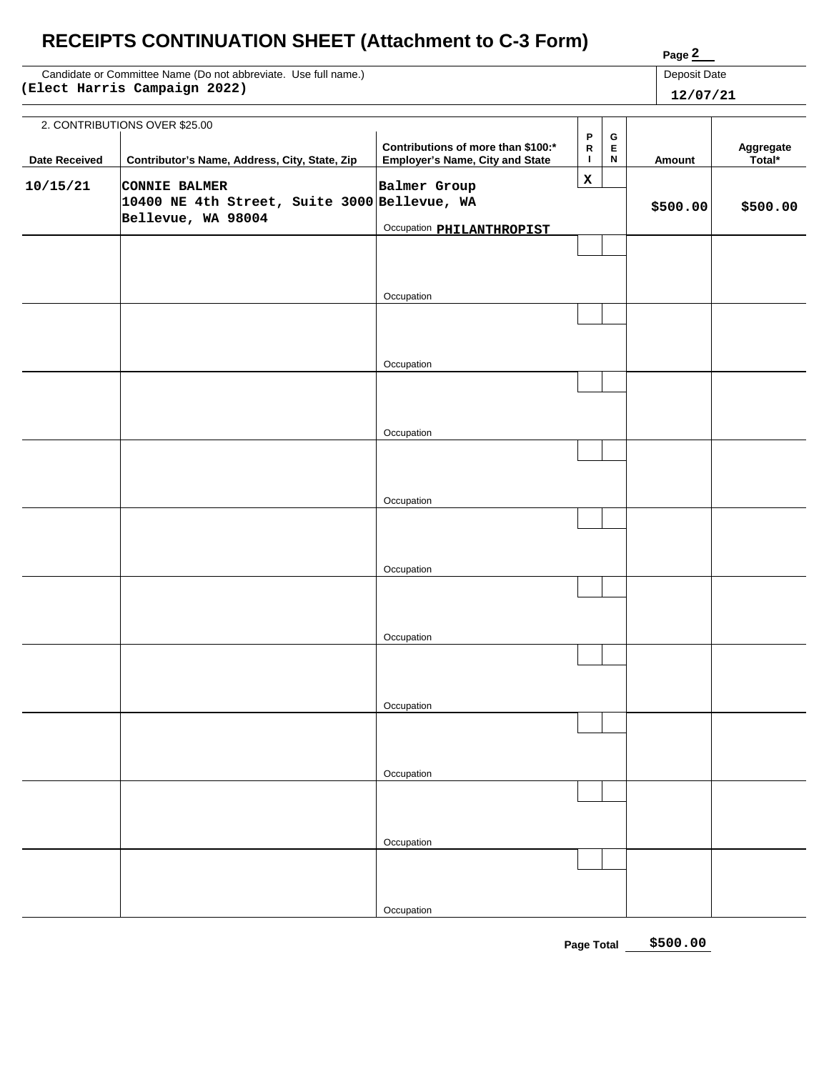# RECEIPTS CONTINUATION SHEET (Attachment to C-3 Form)

Page 2

Candidate or Committee Name (Do not abbreviate. Use full name.)
**(Elect Harris Campaign 2022)**

Deposit Date
**12/07/21**

2. CONTRIBUTIONS OVER $25.00

| Date Received | Contributor's Name, Address, City, State, Zip | Contributions of more than $100:* Employer's Name, City and State | PRI | GEN | Amount | Aggregate Total* |
|---|---|---|---|---|---|---|
| 10/15/21 | CONNIE BALMER<br>10400 NE 4th Street, Suite 3000<br>Bellevue, WA 98004 | Balmer Group<br>Bellevue, WA<br>Occupation PHILANTHROPIST | X | | $500.00 | $500.00 |
| | | Occupation | | | | |
| | | Occupation | | | | |
| | | Occupation | | | | |
| | | Occupation | | | | |
| | | Occupation | | | | |
| | | Occupation | | | | |
| | | Occupation | | | | |
| | | Occupation | | | | |
| | | Occupation | | | | |
| | | Occupation | | | | |

Page Total **$500.00**